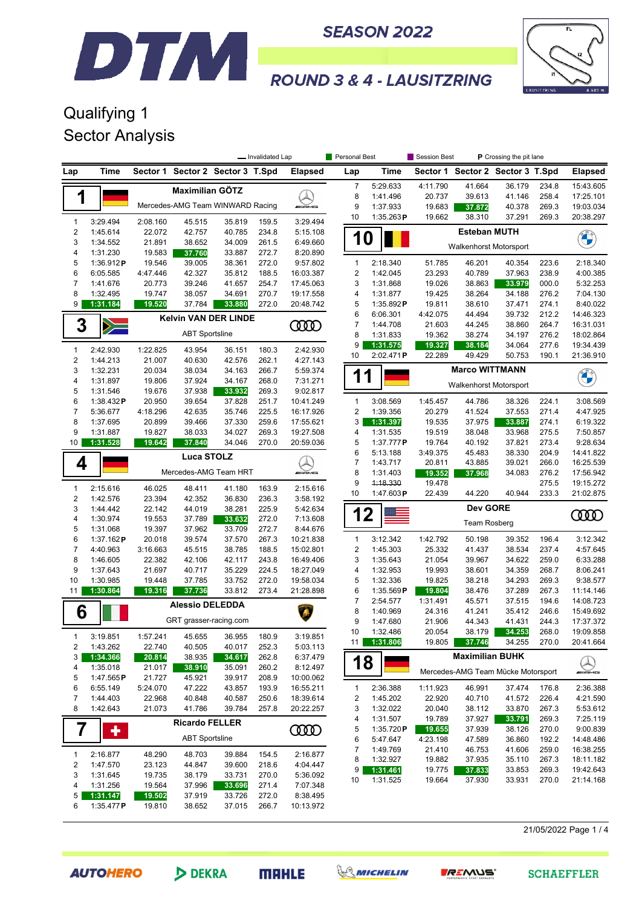# SEASON 2022

## ROUND 3 & 4 - LAUSITZRING

# Qualifying 1
## Sector Analysis

— Invalidated Lap | Personal Best | Session Best | P Crossing the pit lane

### 1 Maximilian GÖTZ — Mercedes-AMG Team WINWARD Racing

| Lap | Time | Sector 1 | Sector 2 | Sector 3 | T.Spd | Elapsed |
|---|---|---|---|---|---|---|
| 1 | 3:29.494 | 2:08.160 | 45.515 | 35.819 | 159.5 | 3:29.494 |
| 2 | 1:45.614 | 22.072 | 42.757 | 40.785 | 234.8 | 5:15.108 |
| 3 | 1:34.552 | 21.891 | 38.652 | 34.009 | 261.5 | 6:49.660 |
| 4 | 1:31.230 | 19.583 | 37.760 | 33.887 | 272.7 | 8:20.890 |
| 5 | 1:36.912 P | 19.546 | 39.005 | 38.361 | 272.0 | 9:57.802 |
| 6 | 6:05.585 | 4:47.446 | 42.327 | 35.812 | 188.5 | 16:03.387 |
| 7 | 1:41.676 | 20.773 | 39.246 | 41.657 | 254.7 | 17:45.063 |
| 8 | 1:32.495 | 19.747 | 38.057 | 34.691 | 270.7 | 19:17.558 |
| 9 | 1:31.184 | 19.520 | 37.784 | 33.880 | 272.0 | 20:48.742 |

### 3 Kelvin VAN DER LINDE — ABT Sportsline

| Lap | Time | Sector 1 | Sector 2 | Sector 3 | T.Spd | Elapsed |
|---|---|---|---|---|---|---|
| 1 | 2:42.930 | 1:22.825 | 43.954 | 36.151 | 180.3 | 2:42.930 |
| 2 | 1:44.213 | 21.007 | 40.630 | 42.576 | 262.1 | 4:27.143 |
| 3 | 1:32.231 | 20.034 | 38.034 | 34.163 | 266.7 | 5:59.374 |
| 4 | 1:31.897 | 19.806 | 37.924 | 34.167 | 268.0 | 7:31.271 |
| 5 | 1:31.546 | 19.676 | 37.938 | 33.932 | 269.3 | 9:02.817 |
| 6 | 1:38.432 P | 20.950 | 39.654 | 37.828 | 251.7 | 10:41.249 |
| 7 | 5:36.677 | 4:18.296 | 42.635 | 35.746 | 225.5 | 16:17.926 |
| 8 | 1:37.695 | 20.899 | 39.466 | 37.330 | 259.6 | 17:55.621 |
| 9 | 1:31.887 | 19.827 | 38.033 | 34.027 | 269.3 | 19:27.508 |
| 10 | 1:31.528 | 19.642 | 37.840 | 34.046 | 270.0 | 20:59.036 |

### 4 Luca STOLZ — Mercedes-AMG Team HRT

| Lap | Time | Sector 1 | Sector 2 | Sector 3 | T.Spd | Elapsed |
|---|---|---|---|---|---|---|
| 1 | 2:15.616 | 46.025 | 48.411 | 41.180 | 163.9 | 2:15.616 |
| 2 | 1:42.576 | 23.394 | 42.352 | 36.830 | 236.3 | 3:58.192 |
| 3 | 1:44.442 | 22.142 | 44.019 | 38.281 | 226.4 | 5:42.634 |
| 4 | 1:30.974 | 19.553 | 37.789 | 33.632 | 272.0 | 7:13.608 |
| 5 | 1:31.068 | 19.397 | 37.962 | 33.709 | 272.7 | 8:44.676 |
| 6 | 1:37.162 P | 20.018 | 39.574 | 37.570 | 267.3 | 10:21.838 |
| 7 | 4:40.963 | 3:16.663 | 45.515 | 38.785 | 188.5 | 15:02.801 |
| 8 | 1:46.605 | 22.382 | 42.106 | 42.117 | 243.8 | 16:49.406 |
| 9 | 1:37.643 | 21.697 | 40.717 | 35.229 | 224.5 | 18:27.049 |
| 10 | 1:30.985 | 19.448 | 37.785 | 33.752 | 272.0 | 19:58.034 |
| 11 | 1:30.864 | 19.316 | 37.736 | 33.812 | 273.4 | 21:28.898 |

### 6 Alessio DELEDDA — GRT grasser-racing.com

| Lap | Time | Sector 1 | Sector 2 | Sector 3 | T.Spd | Elapsed |
|---|---|---|---|---|---|---|
| 1 | 3:19.851 | 1:57.241 | 45.655 | 36.955 | 180.9 | 3:19.851 |
| 2 | 1:43.262 | 22.740 | 40.505 | 40.017 | 252.3 | 5:03.113 |
| 3 | 1:34.366 | 20.814 | 38.935 | 34.617 | 262.8 | 6:37.479 |
| 4 | 1:35.018 | 21.017 | 38.910 | 35.091 | 260.2 | 8:12.497 |
| 5 | 1:47.565 P | 21.727 | 45.921 | 39.917 | 208.9 | 10:00.062 |
| 6 | 6:55.149 | 5:24.070 | 47.222 | 43.857 | 193.9 | 16:55.211 |
| 7 | 1:44.403 | 22.968 | 40.848 | 40.587 | 250.6 | 18:39.614 |
| 8 | 1:42.643 | 21.073 | 41.786 | 39.784 | 257.8 | 20:22.257 |

### 7 Ricardo FELLER — ABT Sportsline

| Lap | Time | Sector 1 | Sector 2 | Sector 3 | T.Spd | Elapsed |
|---|---|---|---|---|---|---|
| 1 | 2:16.877 | 48.290 | 48.703 | 39.884 | 154.5 | 2:16.877 |
| 2 | 1:47.570 | 23.123 | 44.847 | 39.600 | 218.6 | 4:04.447 |
| 3 | 1:31.645 | 19.735 | 38.179 | 33.731 | 270.0 | 5:36.092 |
| 4 | 1:31.256 | 19.564 | 37.996 | 33.696 | 271.4 | 7:07.348 |
| 5 | 1:31.147 | 19.502 | 37.919 | 33.726 | 272.0 | 8:38.495 |
| 6 | 1:35.477 P | 19.810 | 38.652 | 37.015 | 266.7 | 10:13.972 |
| 7 | 5:29.633 | 4:11.790 | 41.664 | 36.179 | 234.8 | 15:43.605 |
| 8 | 1:41.496 | 20.737 | 39.613 | 41.146 | 258.4 | 17:25.101 |
| 9 | 1:37.933 | 19.683 | 37.872 | 40.378 | 269.3 | 19:03.034 |
| 10 | 1:35.263 P | 19.662 | 38.310 | 37.291 | 269.3 | 20:38.297 |

### 10 Esteban MUTH — Walkenhorst Motorsport

| Lap | Time | Sector 1 | Sector 2 | Sector 3 | T.Spd | Elapsed |
|---|---|---|---|---|---|---|
| 1 | 2:18.340 | 51.785 | 46.201 | 40.354 | 223.6 | 2:18.340 |
| 2 | 1:42.045 | 23.293 | 40.789 | 37.963 | 238.9 | 4:00.385 |
| 3 | 1:31.868 | 19.026 | 38.863 | 33.979 | 000.0 | 5:32.253 |
| 4 | 1:31.877 | 19.425 | 38.264 | 34.188 | 276.2 | 7:04.130 |
| 5 | 1:35.892 P | 19.811 | 38.610 | 37.471 | 274.1 | 8:40.022 |
| 6 | 6:06.301 | 4:42.075 | 44.494 | 39.732 | 212.2 | 14:46.323 |
| 7 | 1:44.708 | 21.603 | 44.245 | 38.860 | 264.7 | 16:31.031 |
| 8 | 1:31.833 | 19.362 | 38.274 | 34.197 | 276.2 | 18:02.864 |
| 9 | 1:31.575 | 19.327 | 38.184 | 34.064 | 277.6 | 19:34.439 |
| 10 | 2:02.471 P | 22.289 | 49.429 | 50.753 | 190.1 | 21:36.910 |

### 11 Marco WITTMANN — Walkenhorst Motorsport

| Lap | Time | Sector 1 | Sector 2 | Sector 3 | T.Spd | Elapsed |
|---|---|---|---|---|---|---|
| 1 | 3:08.569 | 1:45.457 | 44.786 | 38.326 | 224.1 | 3:08.569 |
| 2 | 1:39.356 | 20.279 | 41.524 | 37.553 | 271.4 | 4:47.925 |
| 3 | 1:31.397 | 19.535 | 37.975 | 33.887 | 274.1 | 6:19.322 |
| 4 | 1:31.535 | 19.519 | 38.048 | 33.968 | 275.5 | 7:50.857 |
| 5 | 1:37.777 P | 19.764 | 40.192 | 37.821 | 273.4 | 9:28.634 |
| 6 | 5:13.188 | 3:49.375 | 45.483 | 38.330 | 204.9 | 14:41.822 |
| 7 | 1:43.717 | 20.811 | 43.885 | 39.021 | 266.0 | 16:25.539 |
| 8 | 1:31.403 | 19.352 | 37.968 | 34.083 | 276.2 | 17:56.942 |
| 9 | ~~1:18.330~~ | 19.478 | | | 275.5 | 19:15.272 |
| 10 | 1:47.603 P | 22.439 | 44.220 | 40.944 | 233.3 | 21:02.875 |

### 12 Dev GORE — Team Rosberg

| Lap | Time | Sector 1 | Sector 2 | Sector 3 | T.Spd | Elapsed |
|---|---|---|---|---|---|---|
| 1 | 3:12.342 | 1:42.792 | 50.198 | 39.352 | 196.4 | 3:12.342 |
| 2 | 1:45.303 | 25.332 | 41.437 | 38.534 | 237.4 | 4:57.645 |
| 3 | 1:35.643 | 21.054 | 39.967 | 34.622 | 259.0 | 6:33.288 |
| 4 | 1:32.953 | 19.993 | 38.601 | 34.359 | 268.7 | 8:06.241 |
| 5 | 1:32.336 | 19.825 | 38.218 | 34.293 | 269.3 | 9:38.577 |
| 6 | 1:35.569 P | 19.804 | 38.476 | 37.289 | 267.3 | 11:14.146 |
| 7 | 2:54.577 | 1:31.491 | 45.571 | 37.515 | 194.6 | 14:08.723 |
| 8 | 1:40.969 | 24.316 | 41.241 | 35.412 | 246.6 | 15:49.692 |
| 9 | 1:47.680 | 21.906 | 44.343 | 41.431 | 244.3 | 17:37.372 |
| 10 | 1:32.486 | 20.054 | 38.179 | 34.253 | 268.0 | 19:09.858 |
| 11 | 1:31.806 | 19.805 | 37.746 | 34.255 | 270.0 | 20:41.664 |

### 18 Maximilian BUHK — Mercedes-AMG Team Mücke Motorsport

| Lap | Time | Sector 1 | Sector 2 | Sector 3 | T.Spd | Elapsed |
|---|---|---|---|---|---|---|
| 1 | 2:36.388 | 1:11.923 | 46.991 | 37.474 | 176.8 | 2:36.388 |
| 2 | 1:45.202 | 22.920 | 40.710 | 41.572 | 226.4 | 4:21.590 |
| 3 | 1:32.022 | 20.040 | 38.112 | 33.870 | 267.3 | 5:53.612 |
| 4 | 1:31.507 | 19.789 | 37.927 | 33.791 | 269.3 | 7:25.119 |
| 5 | 1:35.720 P | 19.655 | 37.939 | 38.126 | 270.0 | 9:00.839 |
| 6 | 5:47.647 | 4:23.198 | 47.589 | 36.860 | 192.2 | 14:48.486 |
| 7 | 1:49.769 | 21.410 | 46.753 | 41.606 | 259.0 | 16:38.255 |
| 8 | 1:32.927 | 19.882 | 37.935 | 35.110 | 267.3 | 18:11.182 |
| 9 | 1:31.461 | 19.775 | 37.833 | 33.853 | 269.3 | 19:42.643 |
| 10 | 1:31.525 | 19.664 | 37.930 | 33.931 | 270.0 | 21:14.168 |

21/05/2022

AUTOHERO · DEKRA · MAHLE · MICHELIN · REMUS · SCHAEFFLER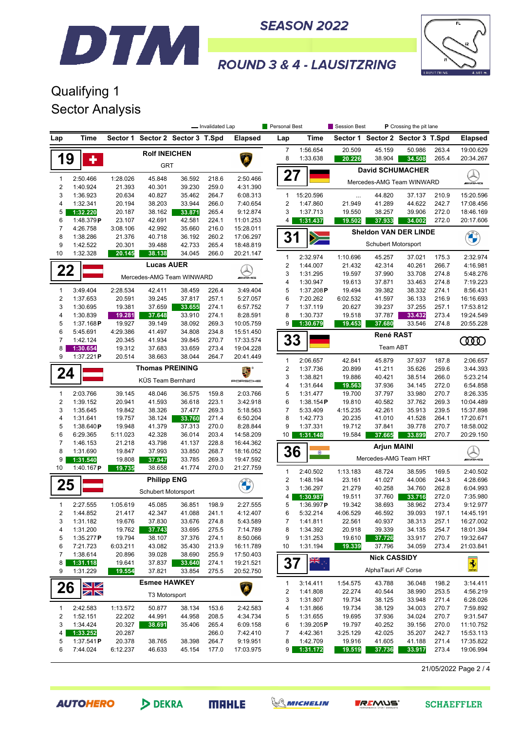# DTM SEASON 2022

## ROUND 3 & 4 - LAUSITZRING

## Qualifying 1

## Sector Analysis

— Invalidated Lap | Personal Best | Session Best | P Crossing the pit lane

### 19 Rolf INEICHEN — GRT

| Lap | Time | Sector 1 | Sector 2 | Sector 3 | T.Spd | Elapsed |
|---|---|---|---|---|---|---|
| 1 | 2:50.466 | 1:28.026 | 45.848 | 36.592 | 218.6 | 2:50.466 |
| 2 | 1:40.924 | 21.393 | 40.301 | 39.230 | 259.0 | 4:31.390 |
| 3 | 1:36.923 | 20.634 | 40.827 | 35.462 | 264.7 | 6:08.313 |
| 4 | 1:32.341 | 20.194 | 38.203 | 33.944 | 266.0 | 7:40.654 |
| 5 | 1:32.220 | 20.187 | 38.162 | 33.871 | 265.4 | 9:12.874 |
| 6 | 1:48.379 P | 23.107 | 42.691 | 42.581 | 224.1 | 11:01.253 |
| 7 | 4:26.758 | 3:08.106 | 42.992 | 35.660 | 216.0 | 15:28.011 |
| 8 | 1:38.286 | 21.376 | 40.718 | 36.192 | 260.2 | 17:06.297 |
| 9 | 1:42.522 | 20.301 | 39.488 | 42.733 | 265.4 | 18:48.819 |
| 10 | 1:32.328 | 20.145 | 38.138 | 34.045 | 266.0 | 20:21.147 |

### 22 Lucas AUER — Mercedes-AMG Team WINWARD

| Lap | Time | Sector 1 | Sector 2 | Sector 3 | T.Spd | Elapsed |
|---|---|---|---|---|---|---|
| 1 | 3:49.404 | 2:28.534 | 42.411 | 38.459 | 226.4 | 3:49.404 |
| 2 | 1:37.653 | 20.591 | 39.245 | 37.817 | 257.1 | 5:27.057 |
| 3 | 1:30.695 | 19.381 | 37.659 | 33.655 | 274.1 | 6:57.752 |
| 4 | 1:30.839 | 19.281 | 37.648 | 33.910 | 274.1 | 8:28.591 |
| 5 | 1:37.168 P | 19.927 | 39.149 | 38.092 | 269.3 | 10:05.759 |
| 6 | 5:45.691 | 4:29.386 | 41.497 | 34.808 | 234.8 | 15:51.450 |
| 7 | 1:42.124 | 20.345 | 41.934 | 39.845 | 270.7 | 17:33.574 |
| 8 | 1:30.654 | 19.312 | 37.683 | 33.659 | 273.4 | 19:04.228 |
| 9 | 1:37.221 P | 20.514 | 38.663 | 38.044 | 264.7 | 20:41.449 |

### 24 Thomas PREINING — KÜS Team Bernhard

| Lap | Time | Sector 1 | Sector 2 | Sector 3 | T.Spd | Elapsed |
|---|---|---|---|---|---|---|
| 1 | 2:03.766 | 39.145 | 48.046 | 36.575 | 159.8 | 2:03.766 |
| 2 | 1:39.152 | 20.941 | 41.593 | 36.618 | 223.1 | 3:42.918 |
| 3 | 1:35.645 | 19.842 | 38.326 | 37.477 | 269.3 | 5:18.563 |
| 4 | 1:31.641 | 19.757 | 38.124 | 33.760 | 271.4 | 6:50.204 |
| 5 | 1:38.640 P | 19.948 | 41.379 | 37.313 | 270.0 | 8:28.844 |
| 6 | 6:29.365 | 5:11.023 | 42.328 | 36.014 | 203.4 | 14:58.209 |
| 7 | 1:46.153 | 21.218 | 43.798 | 41.137 | 228.8 | 16:44.362 |
| 8 | 1:31.690 | 19.847 | 37.993 | 33.850 | 268.7 | 18:16.052 |
| 9 | 1:31.540 | 19.808 | 37.947 | 33.785 | 269.3 | 19:47.592 |
| 10 | 1:40.167 P | 19.735 | 38.658 | 41.774 | 270.0 | 21:27.759 |

### 25 Philipp ENG — Schubert Motorsport

| Lap | Time | Sector 1 | Sector 2 | Sector 3 | T.Spd | Elapsed |
|---|---|---|---|---|---|---|
| 1 | 2:27.555 | 1:05.619 | 45.085 | 36.851 | 198.9 | 2:27.555 |
| 2 | 1:44.852 | 21.417 | 42.347 | 41.088 | 241.1 | 4:12.407 |
| 3 | 1:31.182 | 19.676 | 37.830 | 33.676 | 274.8 | 5:43.589 |
| 4 | 1:31.200 | 19.762 | 37.743 | 33.695 | 275.5 | 7:14.789 |
| 5 | 1:35.277 P | 19.794 | 38.107 | 37.376 | 274.1 | 8:50.066 |
| 6 | 7:21.723 | 6:03.211 | 43.082 | 35.430 | 213.9 | 16:11.789 |
| 7 | 1:38.614 | 20.896 | 39.028 | 38.690 | 255.9 | 17:50.403 |
| 8 | 1:31.118 | 19.641 | 37.837 | 33.640 | 274.1 | 19:21.521 |
| 9 | 1:31.229 | 19.554 | 37.821 | 33.854 | 275.5 | 20:52.750 |

### 26 Esmee HAWKEY — T3 Motorsport

| Lap | Time | Sector 1 | Sector 2 | Sector 3 | T.Spd | Elapsed |
|---|---|---|---|---|---|---|
| 1 | 2:42.583 | 1:13.572 | 50.877 | 38.134 | 153.6 | 2:42.583 |
| 2 | 1:52.151 | 22.202 | 44.991 | 44.958 | 208.5 | 4:34.734 |
| 3 | 1:34.424 | 20.327 | 38.691 | 35.406 | 265.4 | 6:09.158 |
| 4 | 1:33.252 | 20.287 | | | 266.0 | 7:42.410 |
| 5 | 1:37.541 P | 20.378 | 38.765 | 38.398 | 264.7 | 9:19.951 |
| 6 | 7:44.024 | 6:12.237 | 46.633 | 45.154 | 177.0 | 17:03.975 |
| 7 | 1:56.654 | 20.509 | 45.159 | 50.986 | 263.4 | 19:00.629 |
| 8 | 1:33.638 | 20.226 | 38.904 | 34.508 | 265.4 | 20:34.267 |

### 27 David SCHUMACHER — Mercedes-AMG Team WINWARD

| Lap | Time | Sector 1 | Sector 2 | Sector 3 | T.Spd | Elapsed |
|---|---|---|---|---|---|---|
| 1 | 15:20.596 | ... | 44.820 | 37.137 | 210.9 | 15:20.596 |
| 2 | 1:47.860 | 21.949 | 41.289 | 44.622 | 242.7 | 17:08.456 |
| 3 | 1:37.713 | 19.550 | 38.257 | 39.906 | 272.0 | 18:46.169 |
| 4 | 1:31.437 | 19.502 | 37.933 | 34.002 | 272.0 | 20:17.606 |

### 31 Sheldon VAN DER LINDE — Schubert Motorsport

| Lap | Time | Sector 1 | Sector 2 | Sector 3 | T.Spd | Elapsed |
|---|---|---|---|---|---|---|
| 1 | 2:32.974 | 1:10.696 | 45.257 | 37.021 | 175.3 | 2:32.974 |
| 2 | 1:44.007 | 21.432 | 42.314 | 40.261 | 266.7 | 4:16.981 |
| 3 | 1:31.295 | 19.597 | 37.990 | 33.708 | 274.8 | 5:48.276 |
| 4 | 1:30.947 | 19.613 | 37.871 | 33.463 | 274.8 | 7:19.223 |
| 5 | 1:37.208 P | 19.494 | 39.382 | 38.332 | 274.1 | 8:56.431 |
| 6 | 7:20.262 | 6:02.532 | 41.597 | 36.133 | 216.9 | 16:16.693 |
| 7 | 1:37.119 | 20.627 | 39.237 | 37.255 | 257.1 | 17:53.812 |
| 8 | 1:30.737 | 19.518 | 37.787 | 33.432 | 273.4 | 19:24.549 |
| 9 | 1:30.679 | 19.453 | 37.680 | 33.546 | 274.8 | 20:55.228 |

### 33 René RAST — Team ABT

| Lap | Time | Sector 1 | Sector 2 | Sector 3 | T.Spd | Elapsed |
|---|---|---|---|---|---|---|
| 1 | 2:06.657 | 42.841 | 45.879 | 37.937 | 187.8 | 2:06.657 |
| 2 | 1:37.736 | 20.899 | 41.211 | 35.626 | 259.6 | 3:44.393 |
| 3 | 1:38.821 | 19.886 | 40.421 | 38.514 | 266.0 | 5:23.214 |
| 4 | 1:31.644 | 19.563 | 37.936 | 34.145 | 272.0 | 6:54.858 |
| 5 | 1:31.477 | 19.700 | 37.797 | 33.980 | 270.7 | 8:26.335 |
| 6 | 1:38.154 P | 19.810 | 40.582 | 37.762 | 269.3 | 10:04.489 |
| 7 | 5:33.409 | 4:15.235 | 42.261 | 35.913 | 239.5 | 15:37.898 |
| 8 | 1:42.773 | 20.235 | 41.010 | 41.528 | 264.1 | 17:20.671 |
| 9 | 1:37.331 | 19.712 | 37.841 | 39.778 | 270.7 | 18:58.002 |
| 10 | 1:31.148 | 19.584 | 37.665 | 33.899 | 270.7 | 20:29.150 |

### 36 Arjun MAINI — Mercedes-AMG Team HRT

| Lap | Time | Sector 1 | Sector 2 | Sector 3 | T.Spd | Elapsed |
|---|---|---|---|---|---|---|
| 1 | 2:40.502 | 1:13.183 | 48.724 | 38.595 | 169.5 | 2:40.502 |
| 2 | 1:48.194 | 23.161 | 41.027 | 44.006 | 244.3 | 4:28.696 |
| 3 | 1:36.297 | 21.279 | 40.258 | 34.760 | 262.8 | 6:04.993 |
| 4 | 1:30.987 | 19.511 | 37.760 | 33.716 | 272.0 | 7:35.980 |
| 5 | 1:36.997 P | 19.342 | 38.693 | 38.962 | 273.4 | 9:12.977 |
| 6 | 5:32.214 | 4:06.529 | 46.592 | 39.093 | 197.1 | 14:45.191 |
| 7 | 1:41.811 | 22.561 | 40.937 | 38.313 | 257.1 | 16:27.002 |
| 8 | 1:34.392 | 20.918 | 39.339 | 34.135 | 254.7 | 18:01.394 |
| 9 | 1:31.253 | 19.610 | 37.726 | 33.917 | 270.7 | 19:32.647 |
| 10 | 1:31.194 | 19.339 | 37.796 | 34.059 | 273.4 | 21:03.841 |

### 37 Nick CASSIDY — AlphaTauri AF Corse

| Lap | Time | Sector 1 | Sector 2 | Sector 3 | T.Spd | Elapsed |
|---|---|---|---|---|---|---|
| 1 | 3:14.411 | 1:54.575 | 43.788 | 36.048 | 198.2 | 3:14.411 |
| 2 | 1:41.808 | 22.274 | 40.544 | 38.990 | 253.5 | 4:56.219 |
| 3 | 1:31.807 | 19.734 | 38.125 | 33.948 | 271.4 | 6:28.026 |
| 4 | 1:31.866 | 19.734 | 38.129 | 34.003 | 270.7 | 7:59.892 |
| 5 | 1:31.655 | 19.695 | 37.936 | 34.024 | 270.7 | 9:31.547 |
| 6 | 1:39.205 P | 19.797 | 40.252 | 39.156 | 270.0 | 11:10.752 |
| 7 | 4:42.361 | 3:25.129 | 42.025 | 35.207 | 242.7 | 15:53.113 |
| 8 | 1:42.709 | 19.916 | 41.605 | 41.188 | 271.4 | 17:35.822 |
| 9 | 1:31.172 | 19.519 | 37.736 | 33.917 | 273.4 | 19:06.994 |

21/05/2022

AUTOHERO · DEKRA · MAHLE · MICHELIN · REMUS · SCHAEFFLER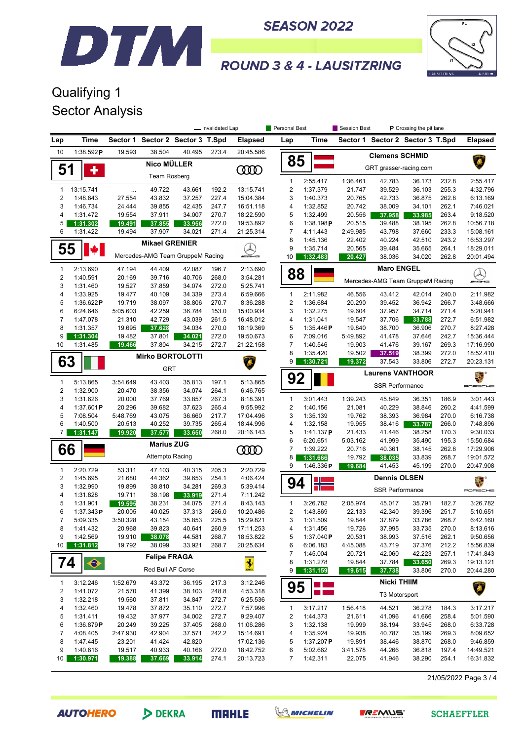# SEASON 2022

## ROUND 3 & 4 - LAUSITZRING

## Qualifying 1
## Sector Analysis

— Invalidated Lap | Personal Best | Session Best | P Crossing the pit lane

| Lap | Time | Sector 1 | Sector 2 | Sector 3 | T.Spd | Elapsed |
|---|---|---|---|---|---|---|
| 10 | 1:38.592 P | 19.593 | 38.504 | 40.495 | 273.4 | 20:45.586 |

### 51 Nico MÜLLER — Team Rosberg

| Lap | Time | Sector 1 | Sector 2 | Sector 3 | T.Spd | Elapsed |
|---|---|---|---|---|---|---|
| 1 | 13:15.741 | ... | 49.722 | 43.661 | 192.2 | 13:15.741 |
| 2 | 1:48.643 | 27.554 | 43.832 | 37.257 | 227.4 | 15:04.384 |
| 3 | 1:46.734 | 24.444 | 39.855 | 42.435 | 247.7 | 16:51.118 |
| 4 | 1:31.472 | 19.554 | 37.911 | 34.007 | 270.7 | 18:22.590 |
| 5 | 1:31.302 | 19.491 | 37.855 | 33.956 | 272.0 | 19:53.892 |
| 6 | 1:31.422 | 19.494 | 37.907 | 34.021 | 271.4 | 21:25.314 |

### 55 Mikael GRENIER — Mercedes-AMG Team GruppeM Racing

| Lap | Time | Sector 1 | Sector 2 | Sector 3 | T.Spd | Elapsed |
|---|---|---|---|---|---|---|
| 1 | 2:13.690 | 47.194 | 44.409 | 42.087 | 196.7 | 2:13.690 |
| 2 | 1:40.591 | 20.169 | 39.716 | 40.706 | 268.0 | 3:54.281 |
| 3 | 1:31.460 | 19.527 | 37.859 | 34.074 | 272.0 | 5:25.741 |
| 4 | 1:33.925 | 19.477 | 40.109 | 34.339 | 273.4 | 6:59.666 |
| 5 | 1:36.622 P | 19.719 | 38.097 | 38.806 | 270.7 | 8:36.288 |
| 6 | 6:24.646 | 5:05.603 | 42.259 | 36.784 | 153.0 | 15:00.934 |
| 7 | 1:47.078 | 21.310 | 42.729 | 43.039 | 261.5 | 16:48.012 |
| 8 | 1:31.357 | 19.695 | 37.628 | 34.034 | 270.0 | 18:19.369 |
| 9 | 1:31.304 | 19.482 | 37.801 | 34.021 | 272.0 | 19:50.673 |
| 10 | 1:31.485 | 19.466 | 37.804 | 34.215 | 272.7 | 21:22.158 |

### 63 Mirko BORTOLOTTI — GRT

| Lap | Time | Sector 1 | Sector 2 | Sector 3 | T.Spd | Elapsed |
|---|---|---|---|---|---|---|
| 1 | 5:13.865 | 3:54.649 | 43.403 | 35.813 | 197.1 | 5:13.865 |
| 2 | 1:32.900 | 20.470 | 38.356 | 34.074 | 264.1 | 6:46.765 |
| 3 | 1:31.626 | 20.000 | 37.769 | 33.857 | 267.3 | 8:18.391 |
| 4 | 1:37.601 P | 20.296 | 39.682 | 37.623 | 265.4 | 9:55.992 |
| 5 | 7:08.504 | 5:48.769 | 43.075 | 36.660 | 217.7 | 17:04.496 |
| 6 | 1:40.500 | 20.513 | 40.252 | 39.735 | 265.4 | 18:44.996 |
| 7 | 1:31.147 | 19.920 | 37.577 | 33.650 | 268.0 | 20:16.143 |

### 66 Marius ZUG — Attempto Racing

| Lap | Time | Sector 1 | Sector 2 | Sector 3 | T.Spd | Elapsed |
|---|---|---|---|---|---|---|
| 1 | 2:20.729 | 53.311 | 47.103 | 40.315 | 205.3 | 2:20.729 |
| 2 | 1:45.695 | 21.680 | 44.362 | 39.653 | 254.1 | 4:06.424 |
| 3 | 1:32.990 | 19.899 | 38.810 | 34.281 | 269.3 | 5:39.414 |
| 4 | 1:31.828 | 19.711 | 38.198 | 33.919 | 271.4 | 7:11.242 |
| 5 | 1:31.901 | 19.595 | 38.231 | 34.075 | 271.4 | 8:43.143 |
| 6 | 1:37.343 P | 20.005 | 40.025 | 37.313 | 266.0 | 10:20.486 |
| 7 | 5:09.335 | 3:50.328 | 43.154 | 35.853 | 225.5 | 15:29.821 |
| 8 | 1:41.432 | 20.968 | 39.823 | 40.641 | 260.9 | 17:11.253 |
| 9 | 1:42.569 | 19.910 | 38.078 | 44.581 | 268.7 | 18:53.822 |
| 10 | 1:31.812 | 19.792 | 38.099 | 33.921 | 268.7 | 20:25.634 |

### 74 Felipe FRAGA — Red Bull AF Corse

| Lap | Time | Sector 1 | Sector 2 | Sector 3 | T.Spd | Elapsed |
|---|---|---|---|---|---|---|
| 1 | 3:12.246 | 1:52.679 | 43.372 | 36.195 | 217.3 | 3:12.246 |
| 2 | 1:41.072 | 21.570 | 41.399 | 38.103 | 248.8 | 4:53.318 |
| 3 | 1:32.218 | 19.560 | 37.811 | 34.847 | 272.7 | 6:25.536 |
| 4 | 1:32.460 | 19.478 | 37.872 | 35.110 | 272.7 | 7:57.996 |
| 5 | 1:31.411 | 19.432 | 37.977 | 34.002 | 272.7 | 9:29.407 |
| 6 | 1:36.879 P | 20.249 | 39.225 | 37.405 | 268.0 | 11:06.286 |
| 7 | 4:08.405 | 2:47.930 | 42.904 | 37.571 | 242.2 | 15:14.691 |
| 8 | 1:47.445 | 23.201 | 41.424 | 42.820 | | 17:02.136 |
| 9 | 1:40.616 | 19.517 | 40.933 | 40.166 | 272.0 | 18:42.752 |
| 10 | 1:30.971 | 19.388 | 37.669 | 33.914 | 274.1 | 20:13.723 |

### 85 Clemens SCHMID — GRT grasser-racing.com

| Lap | Time | Sector 1 | Sector 2 | Sector 3 | T.Spd | Elapsed |
|---|---|---|---|---|---|---|
| 1 | 2:55.417 | 1:36.461 | 42.783 | 36.173 | 232.8 | 2:55.417 |
| 2 | 1:37.379 | 21.747 | 39.529 | 36.103 | 255.3 | 4:32.796 |
| 3 | 1:40.373 | 20.765 | 42.733 | 36.875 | 262.8 | 6:13.169 |
| 4 | 1:32.852 | 20.742 | 38.009 | 34.101 | 262.1 | 7:46.021 |
| 5 | 1:32.499 | 20.556 | 37.958 | 33.985 | 263.4 | 9:18.520 |
| 6 | 1:38.198 P | 20.515 | 39.488 | 38.195 | 262.8 | 10:56.718 |
| 7 | 4:11.443 | 2:49.985 | 43.798 | 37.660 | 233.3 | 15:08.161 |
| 8 | 1:45.136 | 22.402 | 40.224 | 42.510 | 243.2 | 16:53.297 |
| 9 | 1:35.714 | 20.565 | 39.484 | 35.665 | 264.1 | 18:29.011 |
| 10 | 1:32.483 | 20.427 | 38.036 | 34.020 | 262.8 | 20:01.494 |

### 88 Maro ENGEL — Mercedes-AMG Team GruppeM Racing

| Lap | Time | Sector 1 | Sector 2 | Sector 3 | T.Spd | Elapsed |
|---|---|---|---|---|---|---|
| 1 | 2:11.982 | 46.556 | 43.412 | 42.014 | 240.0 | 2:11.982 |
| 2 | 1:36.684 | 20.290 | 39.452 | 36.942 | 266.7 | 3:48.666 |
| 3 | 1:32.275 | 19.604 | 37.957 | 34.714 | 271.4 | 5:20.941 |
| 4 | 1:31.041 | 19.547 | 37.706 | 33.788 | 272.7 | 6:51.982 |
| 5 | 1:35.446 P | 19.840 | 38.700 | 36.906 | 270.7 | 8:27.428 |
| 6 | 7:09.016 | 5:49.892 | 41.478 | 37.646 | 242.7 | 15:36.444 |
| 7 | 1:40.546 | 19.903 | 41.476 | 39.167 | 269.3 | 17:16.990 |
| 8 | 1:35.420 | 19.502 | 37.519 | 38.399 | 272.0 | 18:52.410 |
| 9 | 1:30.721 | 19.372 | 37.543 | 33.806 | 272.7 | 20:23.131 |

### 92 Laurens VANTHOOR — SSR Performance

| Lap | Time | Sector 1 | Sector 2 | Sector 3 | T.Spd | Elapsed |
|---|---|---|---|---|---|---|
| 1 | 3:01.443 | 1:39.243 | 45.849 | 36.351 | 186.9 | 3:01.443 |
| 2 | 1:40.156 | 21.081 | 40.229 | 38.846 | 260.2 | 4:41.599 |
| 3 | 1:35.139 | 19.762 | 38.393 | 36.984 | 270.0 | 6:16.738 |
| 4 | 1:32.158 | 19.955 | 38.416 | 33.787 | 266.0 | 7:48.896 |
| 5 | 1:41.137 P | 21.433 | 41.446 | 38.258 | 170.3 | 9:30.033 |
| 6 | 6:20.651 | 5:03.162 | 41.999 | 35.490 | 195.3 | 15:50.684 |
| 7 | 1:39.222 | 20.716 | 40.361 | 38.145 | 262.8 | 17:29.906 |
| 8 | 1:31.666 | 19.792 | 38.035 | 33.839 | 268.7 | 19:01.572 |
| 9 | 1:46.336 P | 19.684 | 41.453 | 45.199 | 270.0 | 20:47.908 |

### 94 Dennis OLSEN — SSR Performance

| Lap | Time | Sector 1 | Sector 2 | Sector 3 | T.Spd | Elapsed |
|---|---|---|---|---|---|---|
| 1 | 3:26.782 | 2:05.974 | 45.017 | 35.791 | 182.7 | 3:26.782 |
| 2 | 1:43.869 | 22.133 | 42.340 | 39.396 | 251.7 | 5:10.651 |
| 3 | 1:31.509 | 19.844 | 37.879 | 33.786 | 268.7 | 6:42.160 |
| 4 | 1:31.456 | 19.726 | 37.995 | 33.735 | 270.0 | 8:13.616 |
| 5 | 1:37.040 P | 20.531 | 38.993 | 37.516 | 262.1 | 9:50.656 |
| 6 | 6:06.183 | 4:45.088 | 43.719 | 37.376 | 212.2 | 15:56.839 |
| 7 | 1:45.004 | 20.721 | 42.060 | 42.223 | 257.1 | 17:41.843 |
| 8 | 1:31.278 | 19.844 | 37.784 | 33.650 | 269.3 | 19:13.121 |
| 9 | 1:31.159 | 19.615 | 37.738 | 33.806 | 270.0 | 20:44.280 |

### 95 Nicki THIIM — T3 Motorsport

| Lap | Time | Sector 1 | Sector 2 | Sector 3 | T.Spd | Elapsed |
|---|---|---|---|---|---|---|
| 1 | 3:17.217 | 1:56.418 | 44.521 | 36.278 | 184.3 | 3:17.217 |
| 2 | 1:44.373 | 21.611 | 41.096 | 41.666 | 258.4 | 5:01.590 |
| 3 | 1:32.138 | 19.999 | 38.194 | 33.945 | 268.0 | 6:33.728 |
| 4 | 1:35.924 | 19.938 | 40.787 | 35.199 | 269.3 | 8:09.652 |
| 5 | 1:37.207 P | 19.891 | 38.446 | 38.870 | 268.0 | 9:46.859 |
| 6 | 5:02.662 | 3:41.578 | 44.266 | 36.818 | 197.4 | 14:49.521 |
| 7 | 1:42.311 | 22.075 | 41.946 | 38.290 | 254.1 | 16:31.832 |

21/05/2022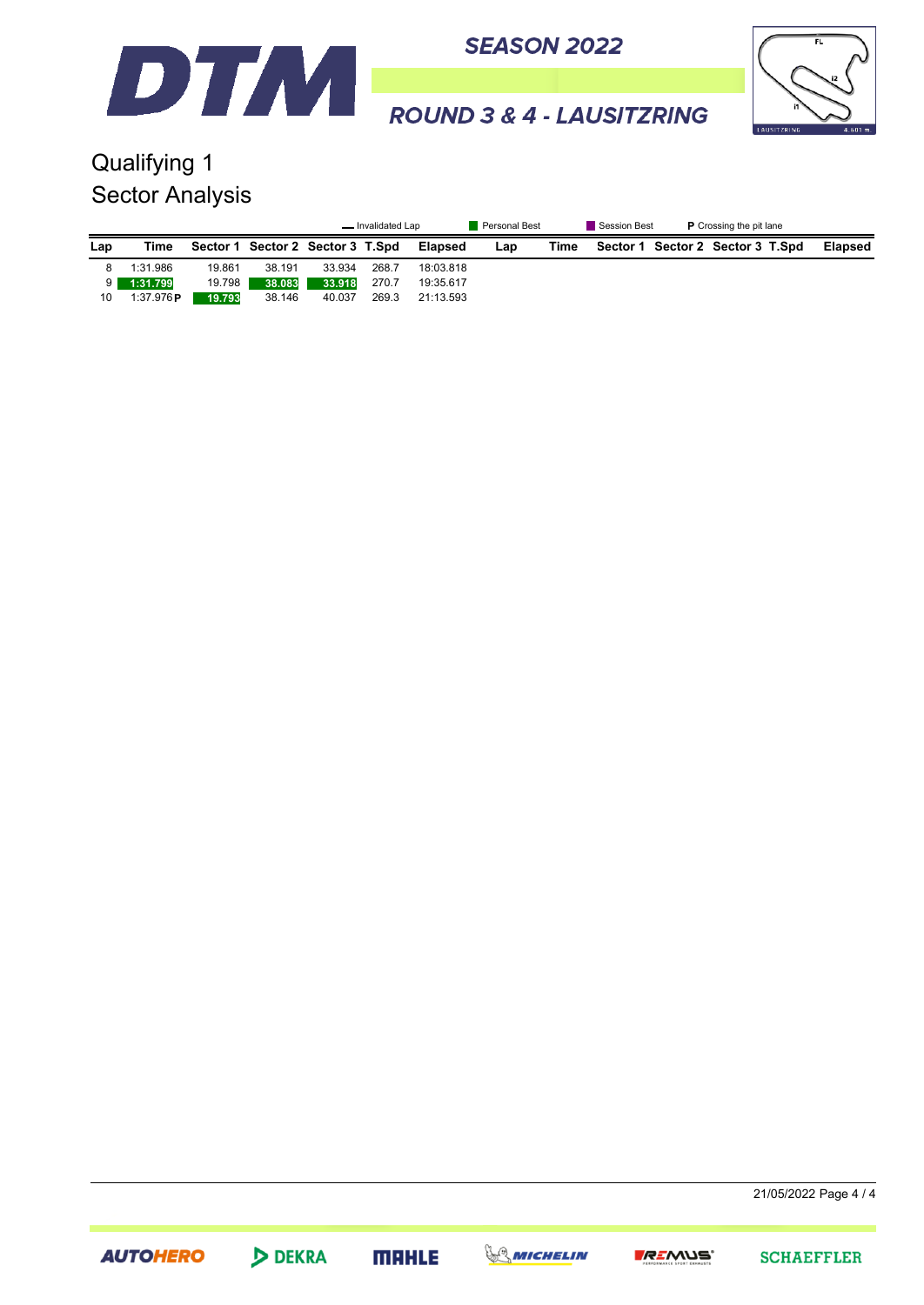# SEASON 2022

## ROUND 3 & 4 - LAUSITZRING

## Qualifying 1
## Sector Analysis

— Invalidated Lap | Personal Best | Session Best | **P** Crossing the pit lane

| Lap | Time | Sector 1 | Sector 2 | Sector 3 | T.Spd | Elapsed | Lap | Time | Sector 1 | Sector 2 | Sector 3 | T.Spd | Elapsed |
|---|---|---|---|---|---|---|---|---|---|---|---|---|---|
| 8 | 1:31.986 | 19.861 | 38.191 | 33.934 | 268.7 | 18:03.818 | | | | | | | |
| 9 | 1:31.799 | 19.798 | 38.083 | 33.918 | 270.7 | 19:35.617 | | | | | | | |
| 10 | 1:37.976 **P** | 19.793 | 38.146 | 40.037 | 269.3 | 21:13.593 | | | | | | | |

21/05/2022

AUTOHERO DEKRA MAHLE MICHELIN REMUS SCHAEFFLER